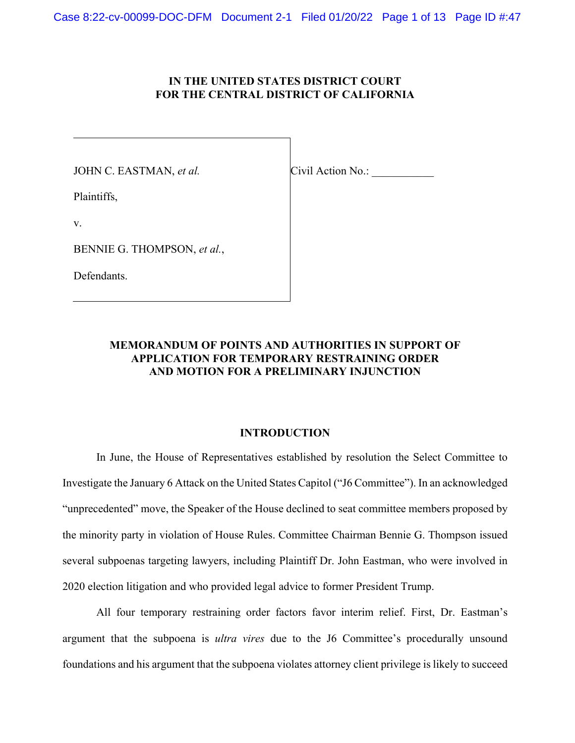**IN THE UNITED STATES DISTRICT COURT**
**FOR THE CENTRAL DISTRICT OF CALIFORNIA**

JOHN C. EASTMAN, *et al.*

Plaintiffs,

v.

BENNIE G. THOMPSON, *et al.*,

Defendants.

Civil Action No.: ___________

**MEMORANDUM OF POINTS AND AUTHORITIES IN SUPPORT OF APPLICATION FOR TEMPORARY RESTRAINING ORDER AND MOTION FOR A PRELIMINARY INJUNCTION**

## INTRODUCTION

In June, the House of Representatives established by resolution the Select Committee to Investigate the January 6 Attack on the United States Capitol ("J6 Committee"). In an acknowledged "unprecedented" move, the Speaker of the House declined to seat committee members proposed by the minority party in violation of House Rules. Committee Chairman Bennie G. Thompson issued several subpoenas targeting lawyers, including Plaintiff Dr. John Eastman, who were involved in 2020 election litigation and who provided legal advice to former President Trump.

All four temporary restraining order factors favor interim relief. First, Dr. Eastman's argument that the subpoena is *ultra vires* due to the J6 Committee's procedurally unsound foundations and his argument that the subpoena violates attorney client privilege is likely to succeed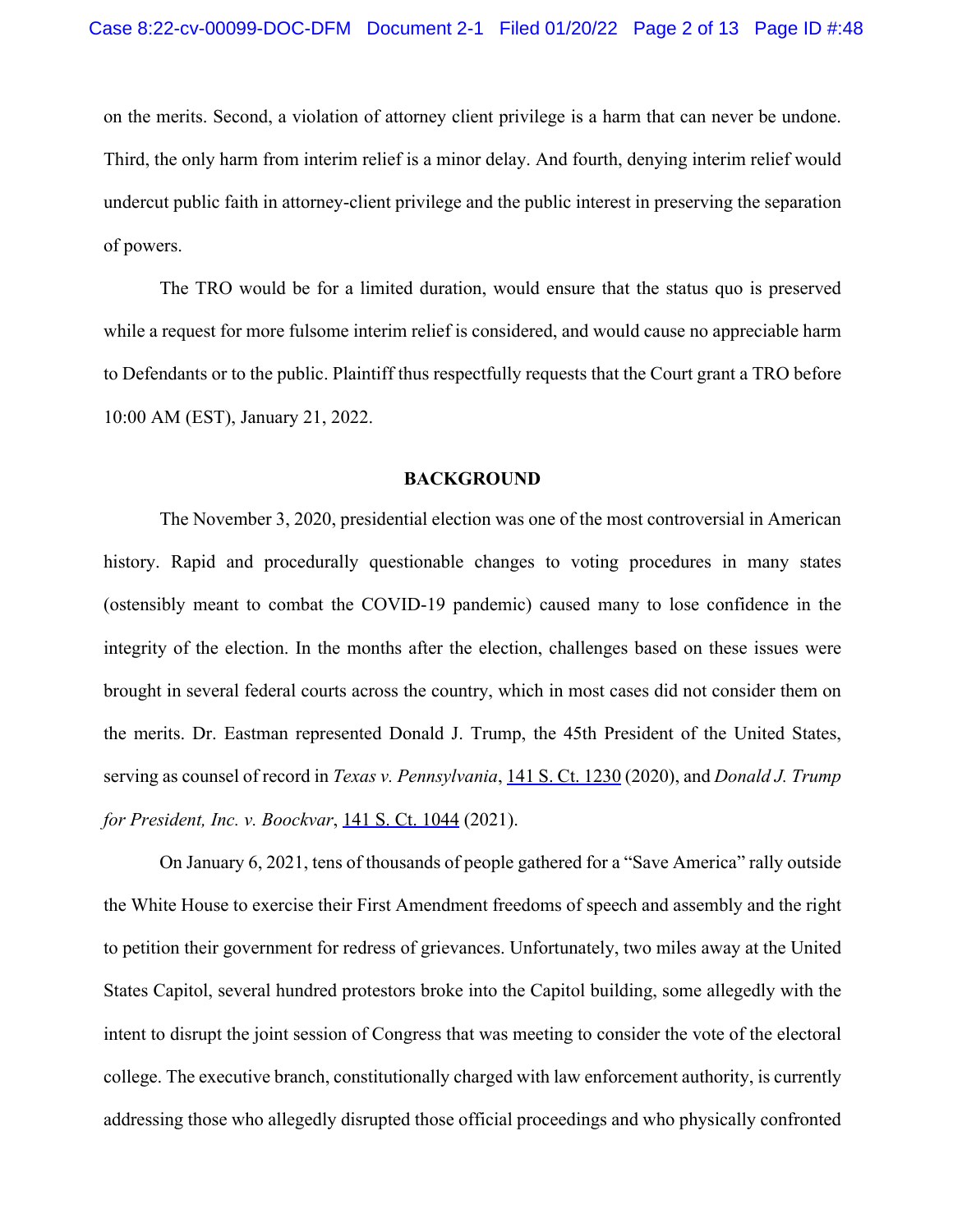on the merits. Second, a violation of attorney client privilege is a harm that can never be undone. Third, the only harm from interim relief is a minor delay. And fourth, denying interim relief would undercut public faith in attorney-client privilege and the public interest in preserving the separation of powers.

The TRO would be for a limited duration, would ensure that the status quo is preserved while a request for more fulsome interim relief is considered, and would cause no appreciable harm to Defendants or to the public. Plaintiff thus respectfully requests that the Court grant a TRO before 10:00 AM (EST), January 21, 2022.

## BACKGROUND

The November 3, 2020, presidential election was one of the most controversial in American history. Rapid and procedurally questionable changes to voting procedures in many states (ostensibly meant to combat the COVID-19 pandemic) caused many to lose confidence in the integrity of the election. In the months after the election, challenges based on these issues were brought in several federal courts across the country, which in most cases did not consider them on the merits. Dr. Eastman represented Donald J. Trump, the 45th President of the United States, serving as counsel of record in *Texas v. Pennsylvania*, 141 S. Ct. 1230 (2020), and *Donald J. Trump for President, Inc. v. Boockvar*, 141 S. Ct. 1044 (2021).

On January 6, 2021, tens of thousands of people gathered for a "Save America" rally outside the White House to exercise their First Amendment freedoms of speech and assembly and the right to petition their government for redress of grievances. Unfortunately, two miles away at the United States Capitol, several hundred protestors broke into the Capitol building, some allegedly with the intent to disrupt the joint session of Congress that was meeting to consider the vote of the electoral college. The executive branch, constitutionally charged with law enforcement authority, is currently addressing those who allegedly disrupted those official proceedings and who physically confronted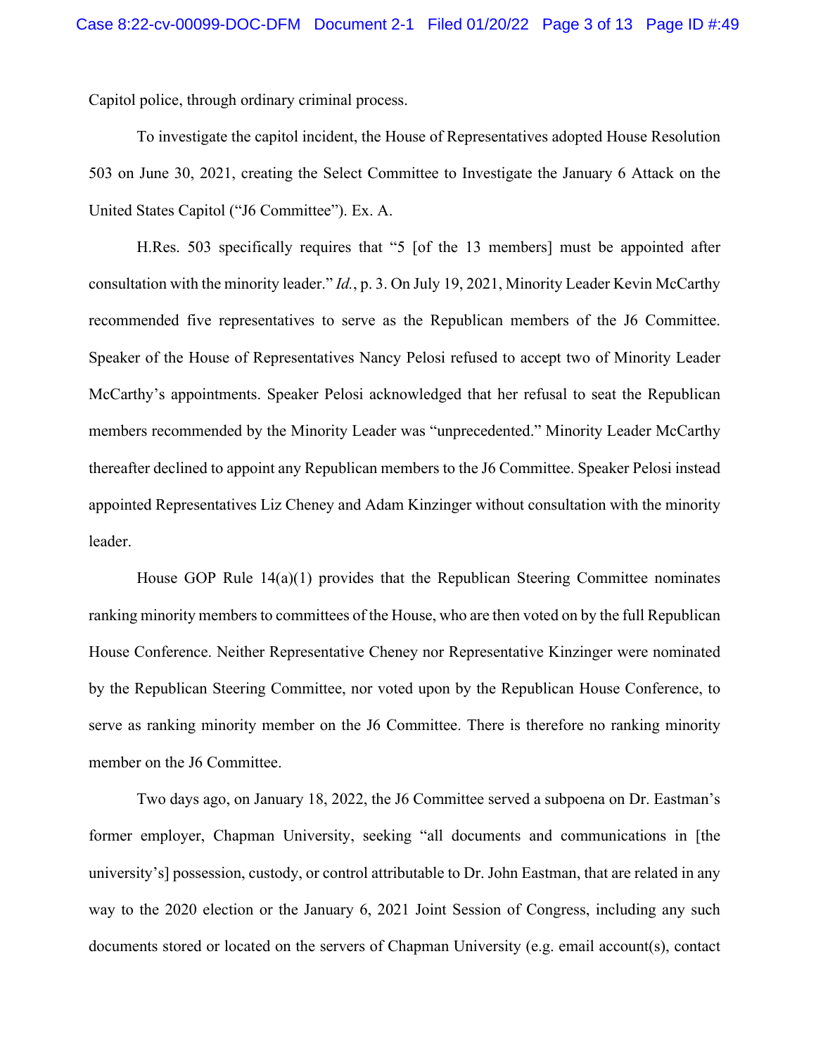Capitol police, through ordinary criminal process.

To investigate the capitol incident, the House of Representatives adopted House Resolution 503 on June 30, 2021, creating the Select Committee to Investigate the January 6 Attack on the United States Capitol ("J6 Committee"). Ex. A.

H.Res. 503 specifically requires that "5 [of the 13 members] must be appointed after consultation with the minority leader." *Id.*, p. 3. On July 19, 2021, Minority Leader Kevin McCarthy recommended five representatives to serve as the Republican members of the J6 Committee. Speaker of the House of Representatives Nancy Pelosi refused to accept two of Minority Leader McCarthy's appointments. Speaker Pelosi acknowledged that her refusal to seat the Republican members recommended by the Minority Leader was "unprecedented." Minority Leader McCarthy thereafter declined to appoint any Republican members to the J6 Committee. Speaker Pelosi instead appointed Representatives Liz Cheney and Adam Kinzinger without consultation with the minority leader.

House GOP Rule 14(a)(1) provides that the Republican Steering Committee nominates ranking minority members to committees of the House, who are then voted on by the full Republican House Conference. Neither Representative Cheney nor Representative Kinzinger were nominated by the Republican Steering Committee, nor voted upon by the Republican House Conference, to serve as ranking minority member on the J6 Committee. There is therefore no ranking minority member on the J6 Committee.

Two days ago, on January 18, 2022, the J6 Committee served a subpoena on Dr. Eastman's former employer, Chapman University, seeking "all documents and communications in [the university's] possession, custody, or control attributable to Dr. John Eastman, that are related in any way to the 2020 election or the January 6, 2021 Joint Session of Congress, including any such documents stored or located on the servers of Chapman University (e.g. email account(s), contact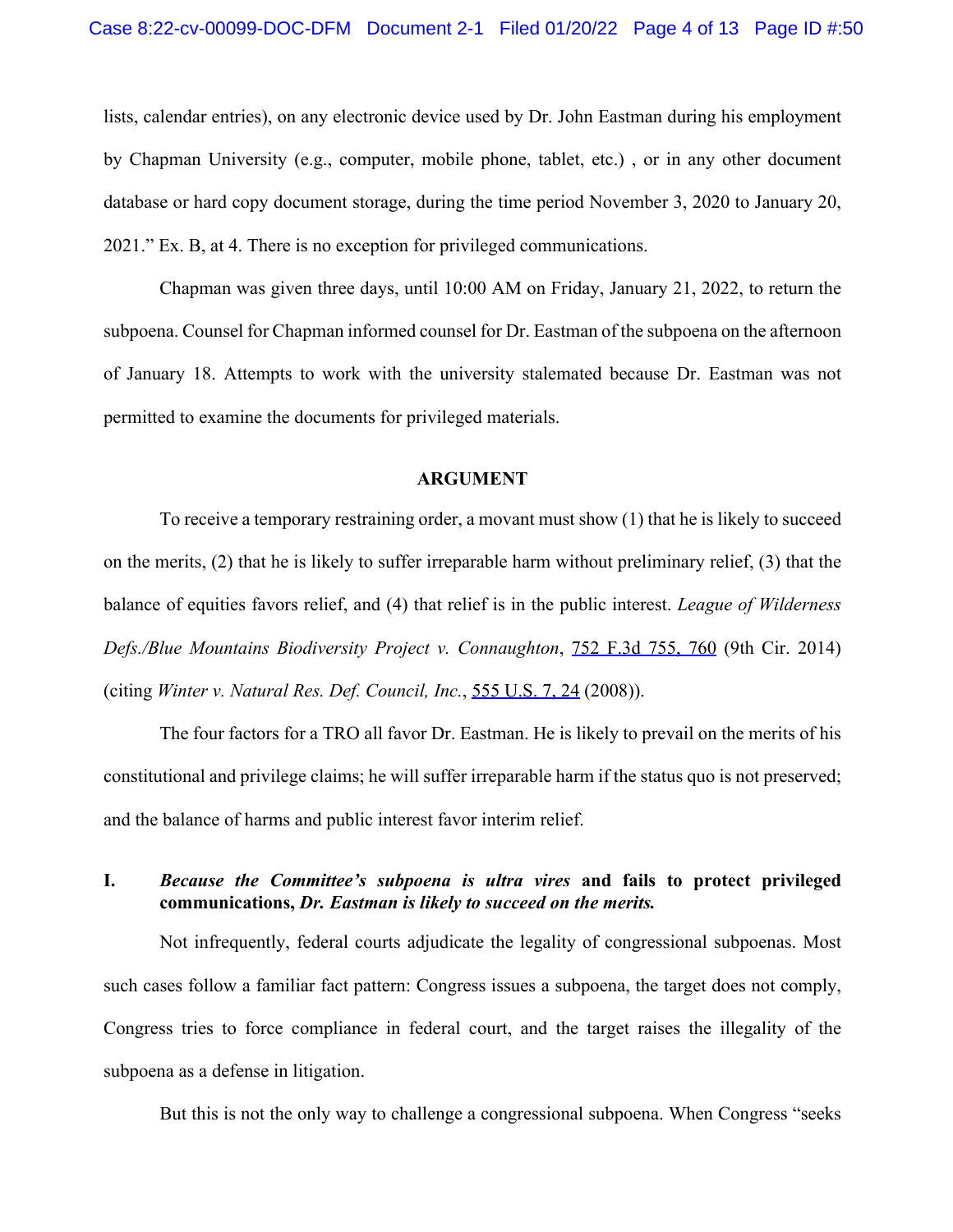lists, calendar entries), on any electronic device used by Dr. John Eastman during his employment by Chapman University (e.g., computer, mobile phone, tablet, etc.) , or in any other document database or hard copy document storage, during the time period November 3, 2020 to January 20, 2021." Ex. B, at 4. There is no exception for privileged communications.

Chapman was given three days, until 10:00 AM on Friday, January 21, 2022, to return the subpoena. Counsel for Chapman informed counsel for Dr. Eastman of the subpoena on the afternoon of January 18. Attempts to work with the university stalemated because Dr. Eastman was not permitted to examine the documents for privileged materials.

**ARGUMENT**

To receive a temporary restraining order, a movant must show (1) that he is likely to succeed on the merits, (2) that he is likely to suffer irreparable harm without preliminary relief, (3) that the balance of equities favors relief, and (4) that relief is in the public interest. *League of Wilderness Defs./Blue Mountains Biodiversity Project v. Connaughton*, 752 F.3d 755, 760 (9th Cir. 2014) (citing *Winter v. Natural Res. Def. Council, Inc.*, 555 U.S. 7, 24 (2008)).

The four factors for a TRO all favor Dr. Eastman. He is likely to prevail on the merits of his constitutional and privilege claims; he will suffer irreparable harm if the status quo is not preserved; and the balance of harms and public interest favor interim relief.

## I. *Because the Committee's subpoena is ultra vires* **and fails to protect privileged communications,** *Dr. Eastman is likely to succeed on the merits.*

Not infrequently, federal courts adjudicate the legality of congressional subpoenas. Most such cases follow a familiar fact pattern: Congress issues a subpoena, the target does not comply, Congress tries to force compliance in federal court, and the target raises the illegality of the subpoena as a defense in litigation.

But this is not the only way to challenge a congressional subpoena. When Congress "seeks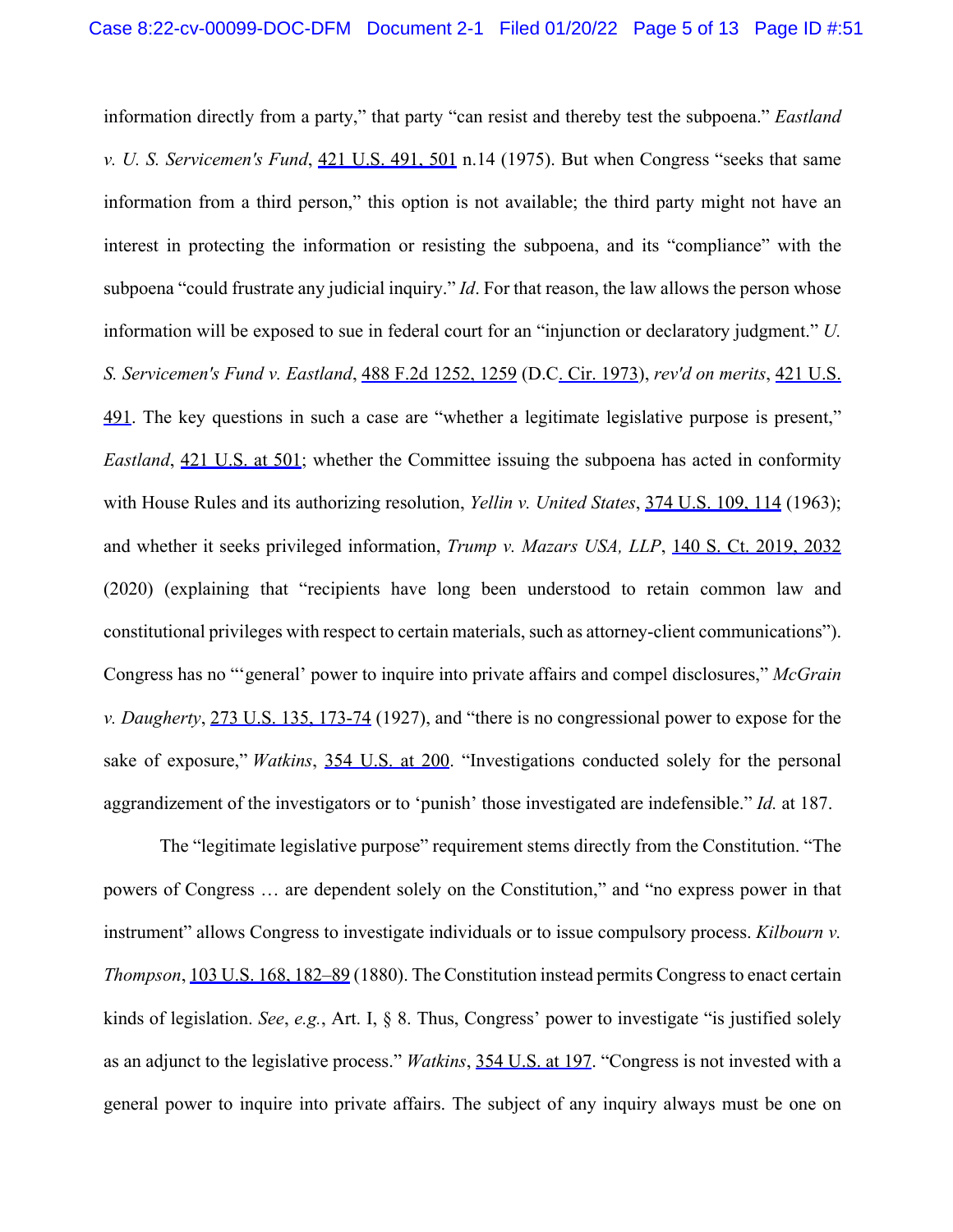information directly from a party," that party "can resist and thereby test the subpoena." *Eastland v. U. S. Servicemen's Fund*, 421 U.S. 491, 501 n.14 (1975). But when Congress "seeks that same information from a third person," this option is not available; the third party might not have an interest in protecting the information or resisting the subpoena, and its "compliance" with the subpoena "could frustrate any judicial inquiry." *Id*. For that reason, the law allows the person whose information will be exposed to sue in federal court for an "injunction or declaratory judgment." *U. S. Servicemen's Fund v. Eastland*, 488 F.2d 1252, 1259 (D.C. Cir. 1973), *rev'd on merits*, 421 U.S. 491. The key questions in such a case are "whether a legitimate legislative purpose is present," *Eastland*, 421 U.S. at 501; whether the Committee issuing the subpoena has acted in conformity with House Rules and its authorizing resolution, *Yellin v. United States*, 374 U.S. 109, 114 (1963); and whether it seeks privileged information, *Trump v. Mazars USA, LLP*, 140 S. Ct. 2019, 2032 (2020) (explaining that "recipients have long been understood to retain common law and constitutional privileges with respect to certain materials, such as attorney-client communications"). Congress has no "'general' power to inquire into private affairs and compel disclosures," *McGrain v. Daugherty*, 273 U.S. 135, 173-74 (1927), and "there is no congressional power to expose for the sake of exposure," *Watkins*, 354 U.S. at 200. "Investigations conducted solely for the personal aggrandizement of the investigators or to 'punish' those investigated are indefensible." *Id.* at 187.

The "legitimate legislative purpose" requirement stems directly from the Constitution. "The powers of Congress … are dependent solely on the Constitution," and "no express power in that instrument" allows Congress to investigate individuals or to issue compulsory process. *Kilbourn v. Thompson*, 103 U.S. 168, 182–89 (1880). The Constitution instead permits Congress to enact certain kinds of legislation. *See*, *e.g.*, Art. I, § 8. Thus, Congress' power to investigate "is justified solely as an adjunct to the legislative process." *Watkins*, 354 U.S. at 197. "Congress is not invested with a general power to inquire into private affairs. The subject of any inquiry always must be one on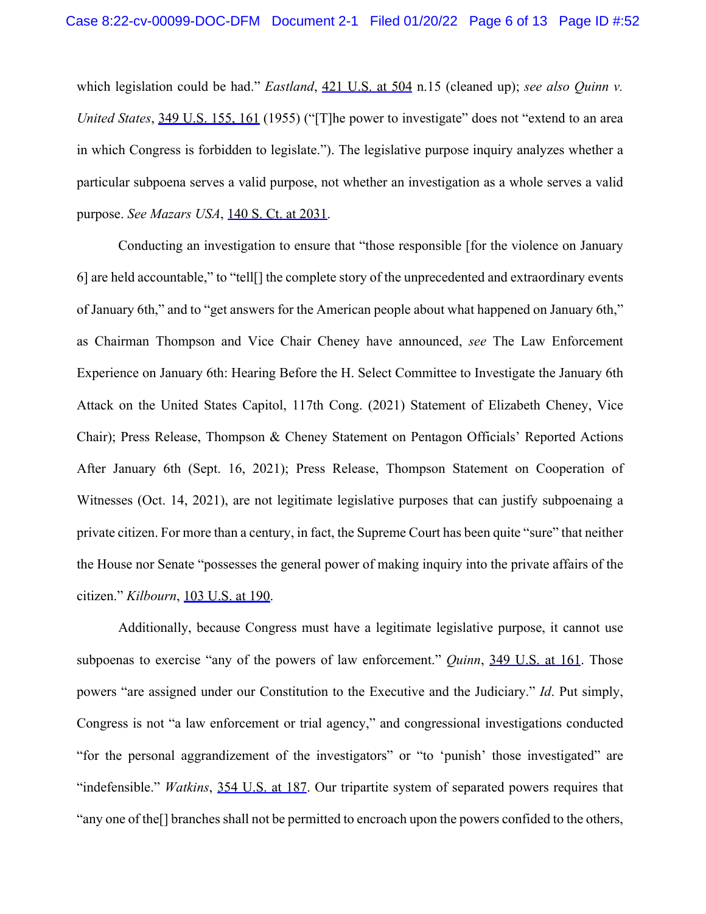which legislation could be had." *Eastland*, 421 U.S. at 504 n.15 (cleaned up); *see also Quinn v. United States*, 349 U.S. 155, 161 (1955) ("[T]he power to investigate" does not "extend to an area in which Congress is forbidden to legislate."). The legislative purpose inquiry analyzes whether a particular subpoena serves a valid purpose, not whether an investigation as a whole serves a valid purpose. *See Mazars USA*, 140 S. Ct. at 2031.

Conducting an investigation to ensure that "those responsible [for the violence on January 6] are held accountable," to "tell[] the complete story of the unprecedented and extraordinary events of January 6th," and to "get answers for the American people about what happened on January 6th," as Chairman Thompson and Vice Chair Cheney have announced, *see* The Law Enforcement Experience on January 6th: Hearing Before the H. Select Committee to Investigate the January 6th Attack on the United States Capitol, 117th Cong. (2021) Statement of Elizabeth Cheney, Vice Chair); Press Release, Thompson & Cheney Statement on Pentagon Officials' Reported Actions After January 6th (Sept. 16, 2021); Press Release, Thompson Statement on Cooperation of Witnesses (Oct. 14, 2021), are not legitimate legislative purposes that can justify subpoenaing a private citizen. For more than a century, in fact, the Supreme Court has been quite "sure" that neither the House nor Senate "possesses the general power of making inquiry into the private affairs of the citizen." *Kilbourn*, 103 U.S. at 190.

Additionally, because Congress must have a legitimate legislative purpose, it cannot use subpoenas to exercise "any of the powers of law enforcement." *Quinn*, 349 U.S. at 161. Those powers "are assigned under our Constitution to the Executive and the Judiciary." *Id*. Put simply, Congress is not "a law enforcement or trial agency," and congressional investigations conducted "for the personal aggrandizement of the investigators" or "to 'punish' those investigated" are "indefensible." *Watkins*, 354 U.S. at 187. Our tripartite system of separated powers requires that "any one of the[] branches shall not be permitted to encroach upon the powers confided to the others,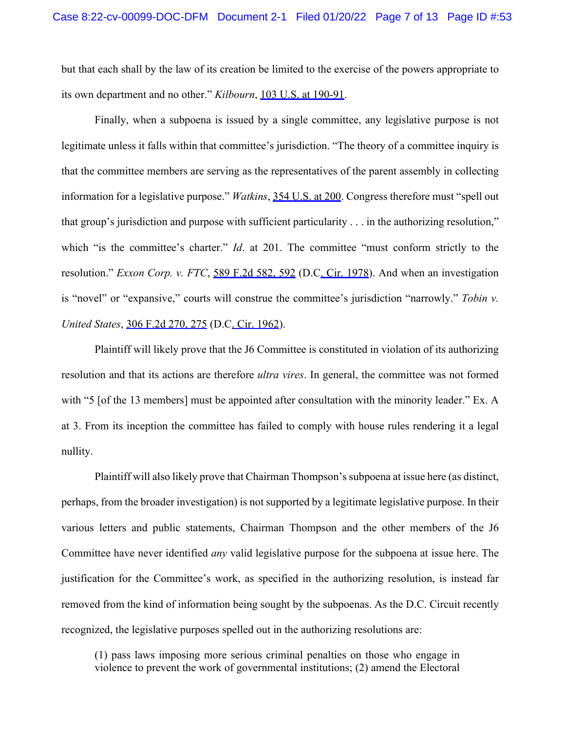but that each shall by the law of its creation be limited to the exercise of the powers appropriate to its own department and no other." *Kilbourn*, 103 U.S. at 190-91.

Finally, when a subpoena is issued by a single committee, any legislative purpose is not legitimate unless it falls within that committee's jurisdiction. "The theory of a committee inquiry is that the committee members are serving as the representatives of the parent assembly in collecting information for a legislative purpose." *Watkins*, 354 U.S. at 200. Congress therefore must "spell out that group's jurisdiction and purpose with sufficient particularity . . . in the authorizing resolution," which "is the committee's charter." *Id*. at 201. The committee "must conform strictly to the resolution." *Exxon Corp. v. FTC*, 589 F.2d 582, 592 (D.C. Cir. 1978). And when an investigation is "novel" or "expansive," courts will construe the committee's jurisdiction "narrowly." *Tobin v. United States*, 306 F.2d 270, 275 (D.C. Cir. 1962).

Plaintiff will likely prove that the J6 Committee is constituted in violation of its authorizing resolution and that its actions are therefore *ultra vires*. In general, the committee was not formed with "5 [of the 13 members] must be appointed after consultation with the minority leader." Ex. A at 3. From its inception the committee has failed to comply with house rules rendering it a legal nullity.

Plaintiff will also likely prove that Chairman Thompson's subpoena at issue here (as distinct, perhaps, from the broader investigation) is not supported by a legitimate legislative purpose. In their various letters and public statements, Chairman Thompson and the other members of the J6 Committee have never identified *any* valid legislative purpose for the subpoena at issue here. The justification for the Committee's work, as specified in the authorizing resolution, is instead far removed from the kind of information being sought by the subpoenas. As the D.C. Circuit recently recognized, the legislative purposes spelled out in the authorizing resolutions are:

> (1) pass laws imposing more serious criminal penalties on those who engage in violence to prevent the work of governmental institutions; (2) amend the Electoral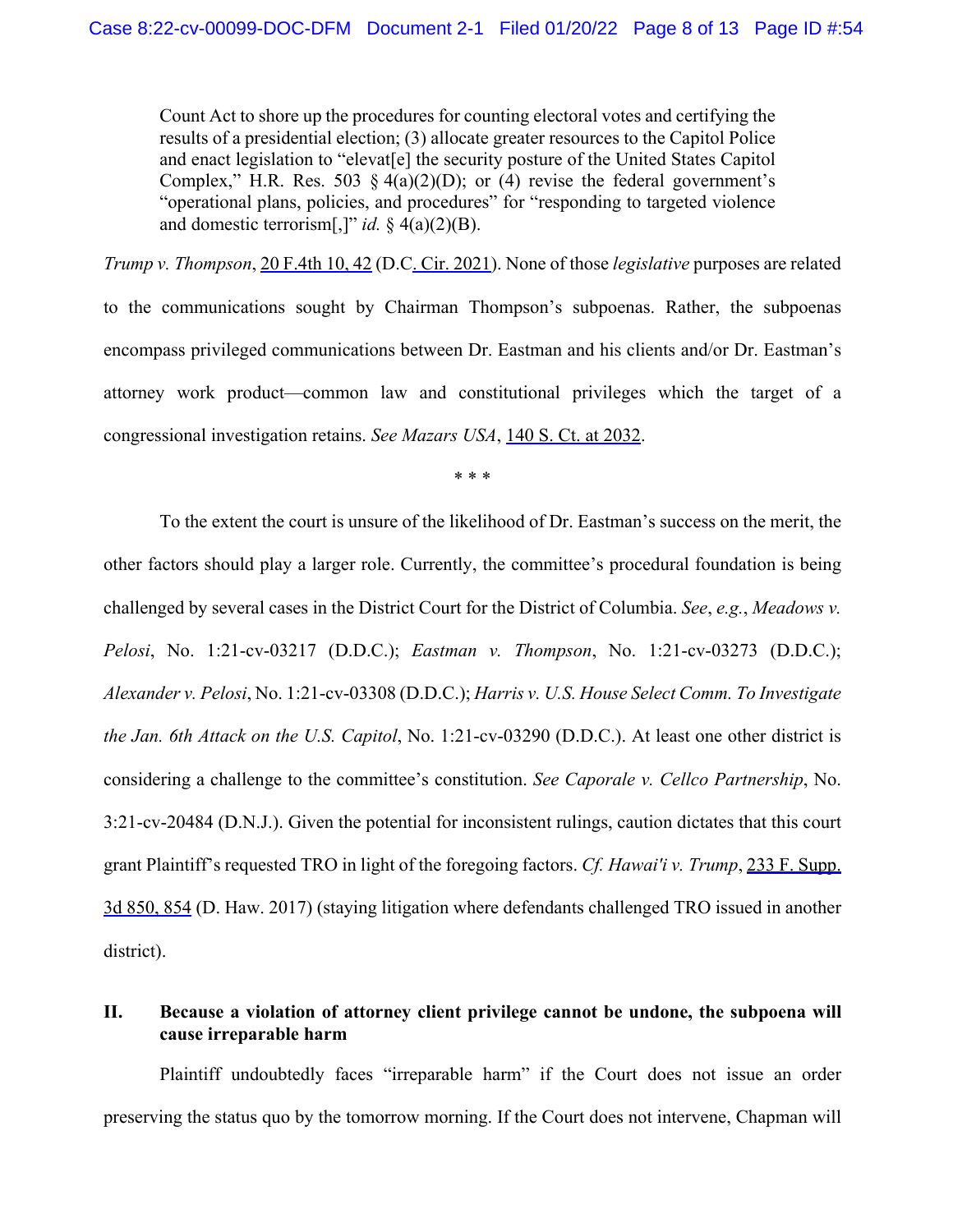> Count Act to shore up the procedures for counting electoral votes and certifying the results of a presidential election; (3) allocate greater resources to the Capitol Police and enact legislation to "elevat[e] the security posture of the United States Capitol Complex," H.R. Res. 503 § 4(a)(2)(D); or (4) revise the federal government's "operational plans, policies, and procedures" for "responding to targeted violence and domestic terrorism[,]" *id.* § 4(a)(2)(B).

*Trump v. Thompson*, 20 F.4th 10, 42 (D.C. Cir. 2021). None of those *legislative* purposes are related to the communications sought by Chairman Thompson's subpoenas. Rather, the subpoenas encompass privileged communications between Dr. Eastman and his clients and/or Dr. Eastman's attorney work product—common law and constitutional privileges which the target of a congressional investigation retains. *See Mazars USA*, 140 S. Ct. at 2032.

\* \* \*

To the extent the court is unsure of the likelihood of Dr. Eastman's success on the merit, the other factors should play a larger role. Currently, the committee's procedural foundation is being challenged by several cases in the District Court for the District of Columbia. *See*, *e.g.*, *Meadows v. Pelosi*, No. 1:21-cv-03217 (D.D.C.); *Eastman v. Thompson*, No. 1:21-cv-03273 (D.D.C.); *Alexander v. Pelosi*, No. 1:21-cv-03308 (D.D.C.); *Harris v. U.S. House Select Comm. To Investigate the Jan. 6th Attack on the U.S. Capitol*, No. 1:21-cv-03290 (D.D.C.). At least one other district is considering a challenge to the committee's constitution. *See Caporale v. Cellco Partnership*, No. 3:21-cv-20484 (D.N.J.). Given the potential for inconsistent rulings, caution dictates that this court grant Plaintiff's requested TRO in light of the foregoing factors. *Cf. Hawai'i v. Trump*, 233 F. Supp. 3d 850, 854 (D. Haw. 2017) (staying litigation where defendants challenged TRO issued in another district).

## II. Because a violation of attorney client privilege cannot be undone, the subpoena will cause irreparable harm

Plaintiff undoubtedly faces "irreparable harm" if the Court does not issue an order preserving the status quo by the tomorrow morning. If the Court does not intervene, Chapman will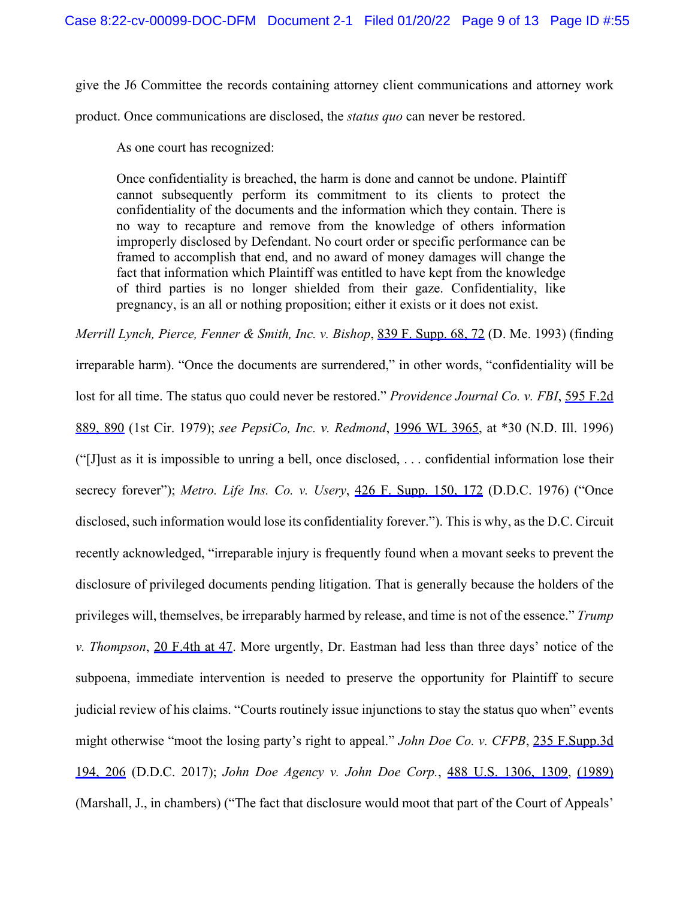give the J6 Committee the records containing attorney client communications and attorney work product. Once communications are disclosed, the *status quo* can never be restored.

As one court has recognized:

> Once confidentiality is breached, the harm is done and cannot be undone. Plaintiff cannot subsequently perform its commitment to its clients to protect the confidentiality of the documents and the information which they contain. There is no way to recapture and remove from the knowledge of others information improperly disclosed by Defendant. No court order or specific performance can be framed to accomplish that end, and no award of money damages will change the fact that information which Plaintiff was entitled to have kept from the knowledge of third parties is no longer shielded from their gaze. Confidentiality, like pregnancy, is an all or nothing proposition; either it exists or it does not exist.

*Merrill Lynch, Pierce, Fenner & Smith, Inc. v. Bishop*, 839 F. Supp. 68, 72 (D. Me. 1993) (finding irreparable harm). "Once the documents are surrendered," in other words, "confidentiality will be lost for all time. The status quo could never be restored." *Providence Journal Co. v. FBI*, 595 F.2d 889, 890 (1st Cir. 1979); *see PepsiCo, Inc. v. Redmond*, 1996 WL 3965, at *30 (N.D. Ill. 1996) ("[J]ust as it is impossible to unring a bell, once disclosed, . . . confidential information lose their secrecy forever"); *Metro. Life Ins. Co. v. Usery*, 426 F. Supp. 150, 172 (D.D.C. 1976) ("Once disclosed, such information would lose its confidentiality forever."). This is why, as the D.C. Circuit recently acknowledged, "irreparable injury is frequently found when a movant seeks to prevent the disclosure of privileged documents pending litigation. That is generally because the holders of the privileges will, themselves, be irreparably harmed by release, and time is not of the essence." *Trump v. Thompson*, 20 F.4th at 47. More urgently, Dr. Eastman had less than three days' notice of the subpoena, immediate intervention is needed to preserve the opportunity for Plaintiff to secure judicial review of his claims. "Courts routinely issue injunctions to stay the status quo when" events might otherwise "moot the losing party's right to appeal." *John Doe Co. v. CFPB*, 235 F.Supp.3d 194, 206 (D.D.C. 2017); *John Doe Agency v. John Doe Corp.*, 488 U.S. 1306, 1309, (1989) (Marshall, J., in chambers) ("The fact that disclosure would moot that part of the Court of Appeals'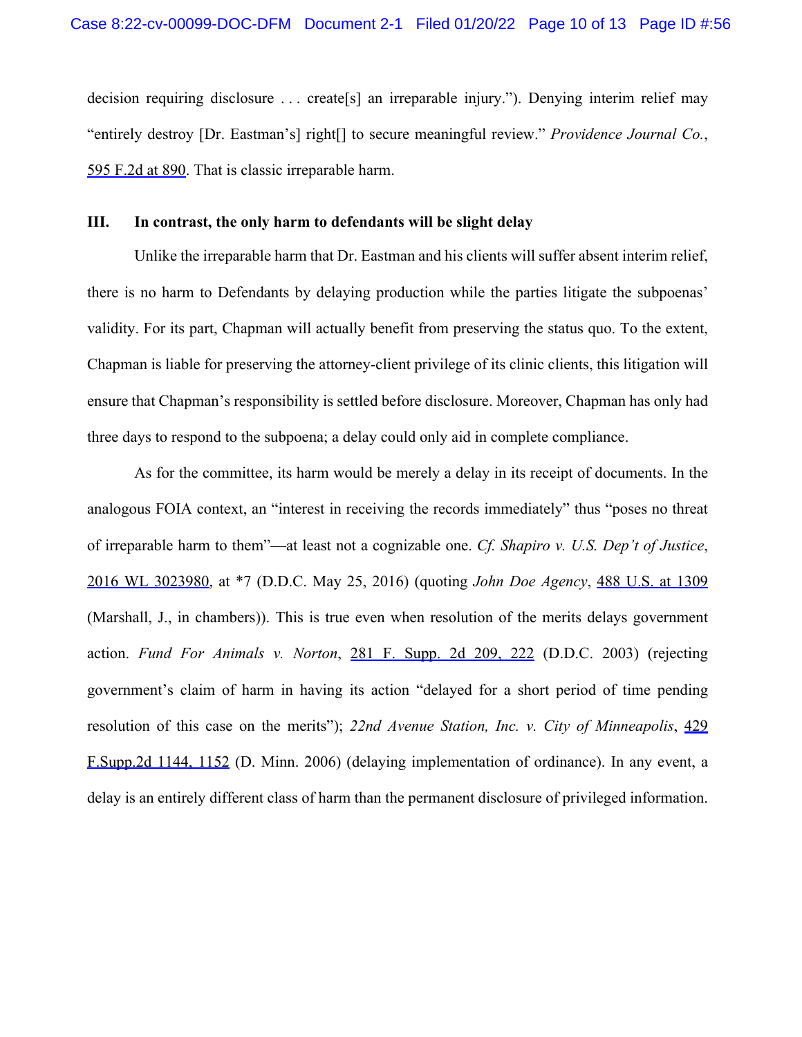decision requiring disclosure . . . create[s] an irreparable injury."). Denying interim relief may "entirely destroy [Dr. Eastman's] right[] to secure meaningful review." *Providence Journal Co.*, 595 F.2d at 890. That is classic irreparable harm.

### III. In contrast, the only harm to defendants will be slight delay

Unlike the irreparable harm that Dr. Eastman and his clients will suffer absent interim relief, there is no harm to Defendants by delaying production while the parties litigate the subpoenas' validity. For its part, Chapman will actually benefit from preserving the status quo. To the extent, Chapman is liable for preserving the attorney-client privilege of its clinic clients, this litigation will ensure that Chapman's responsibility is settled before disclosure. Moreover, Chapman has only had three days to respond to the subpoena; a delay could only aid in complete compliance.

As for the committee, its harm would be merely a delay in its receipt of documents. In the analogous FOIA context, an "interest in receiving the records immediately" thus "poses no threat of irreparable harm to them"—at least not a cognizable one. *Cf. Shapiro v. U.S. Dep't of Justice*, 2016 WL 3023980, at *7 (D.D.C. May 25, 2016) (quoting *John Doe Agency*, 488 U.S. at 1309 (Marshall, J., in chambers)). This is true even when resolution of the merits delays government action. *Fund For Animals v. Norton*, 281 F. Supp. 2d 209, 222 (D.D.C. 2003) (rejecting government's claim of harm in having its action "delayed for a short period of time pending resolution of this case on the merits"); *22nd Avenue Station, Inc. v. City of Minneapolis*, 429 F.Supp.2d 1144, 1152 (D. Minn. 2006) (delaying implementation of ordinance). In any event, a delay is an entirely different class of harm than the permanent disclosure of privileged information.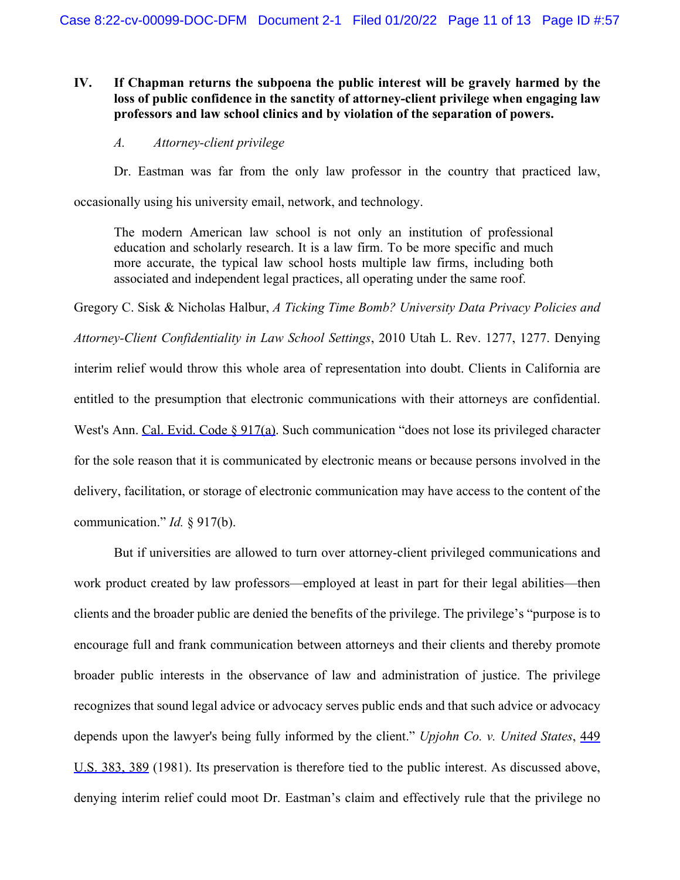## IV. If Chapman returns the subpoena the public interest will be gravely harmed by the loss of public confidence in the sanctity of attorney-client privilege when engaging law professors and law school clinics and by violation of the separation of powers.

### *A. Attorney-client privilege*

Dr. Eastman was far from the only law professor in the country that practiced law, occasionally using his university email, network, and technology.

> The modern American law school is not only an institution of professional education and scholarly research. It is a law firm. To be more specific and much more accurate, the typical law school hosts multiple law firms, including both associated and independent legal practices, all operating under the same roof.

Gregory C. Sisk & Nicholas Halbur, *A Ticking Time Bomb? University Data Privacy Policies and Attorney-Client Confidentiality in Law School Settings*, 2010 Utah L. Rev. 1277, 1277. Denying interim relief would throw this whole area of representation into doubt. Clients in California are entitled to the presumption that electronic communications with their attorneys are confidential. West's Ann. Cal. Evid. Code § 917(a). Such communication "does not lose its privileged character for the sole reason that it is communicated by electronic means or because persons involved in the delivery, facilitation, or storage of electronic communication may have access to the content of the communication." *Id.* § 917(b).

But if universities are allowed to turn over attorney-client privileged communications and work product created by law professors—employed at least in part for their legal abilities—then clients and the broader public are denied the benefits of the privilege. The privilege's "purpose is to encourage full and frank communication between attorneys and their clients and thereby promote broader public interests in the observance of law and administration of justice. The privilege recognizes that sound legal advice or advocacy serves public ends and that such advice or advocacy depends upon the lawyer's being fully informed by the client." *Upjohn Co. v. United States*, 449 U.S. 383, 389 (1981). Its preservation is therefore tied to the public interest. As discussed above, denying interim relief could moot Dr. Eastman's claim and effectively rule that the privilege no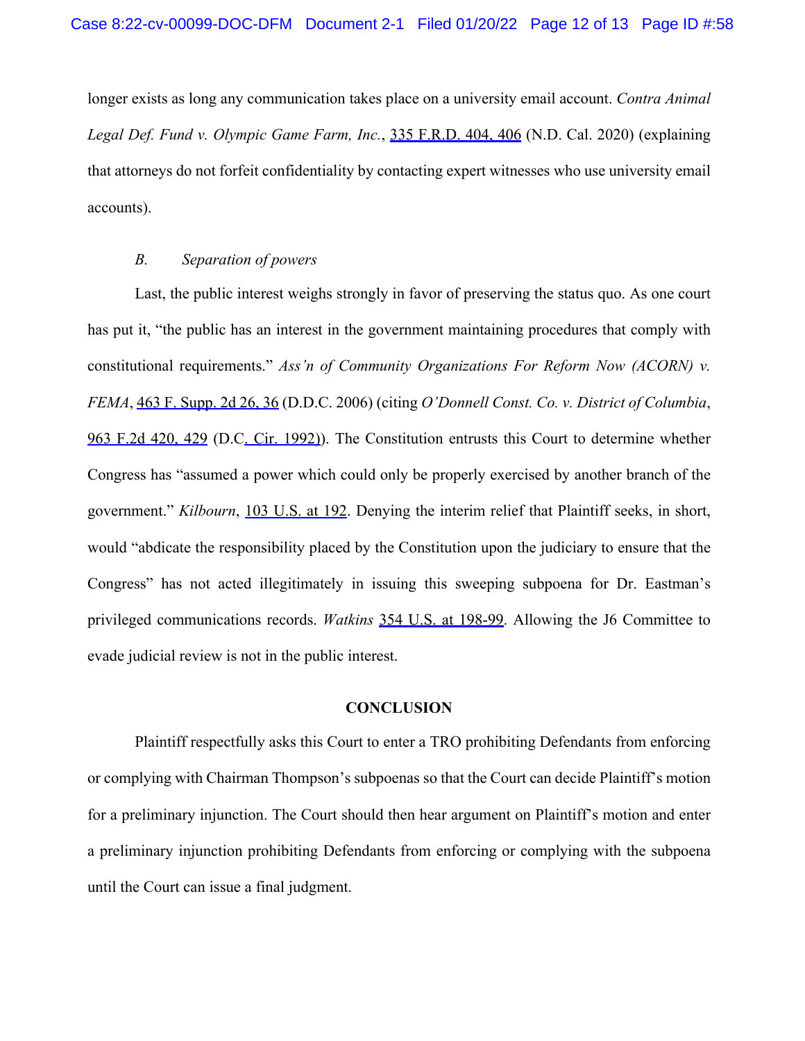longer exists as long any communication takes place on a university email account. *Contra Animal Legal Def. Fund v. Olympic Game Farm, Inc.*, 335 F.R.D. 404, 406 (N.D. Cal. 2020) (explaining that attorneys do not forfeit confidentiality by contacting expert witnesses who use university email accounts).

### *B. Separation of powers*

Last, the public interest weighs strongly in favor of preserving the status quo. As one court has put it, "the public has an interest in the government maintaining procedures that comply with constitutional requirements." *Ass'n of Community Organizations For Reform Now (ACORN) v. FEMA*, 463 F. Supp. 2d 26, 36 (D.D.C. 2006) (citing *O'Donnell Const. Co. v. District of Columbia*, 963 F.2d 420, 429 (D.C. Cir. 1992)). The Constitution entrusts this Court to determine whether Congress has "assumed a power which could only be properly exercised by another branch of the government." *Kilbourn*, 103 U.S. at 192. Denying the interim relief that Plaintiff seeks, in short, would "abdicate the responsibility placed by the Constitution upon the judiciary to ensure that the Congress" has not acted illegitimately in issuing this sweeping subpoena for Dr. Eastman's privileged communications records. *Watkins* 354 U.S. at 198-99. Allowing the J6 Committee to evade judicial review is not in the public interest.

## CONCLUSION

Plaintiff respectfully asks this Court to enter a TRO prohibiting Defendants from enforcing or complying with Chairman Thompson's subpoenas so that the Court can decide Plaintiff's motion for a preliminary injunction. The Court should then hear argument on Plaintiff's motion and enter a preliminary injunction prohibiting Defendants from enforcing or complying with the subpoena until the Court can issue a final judgment.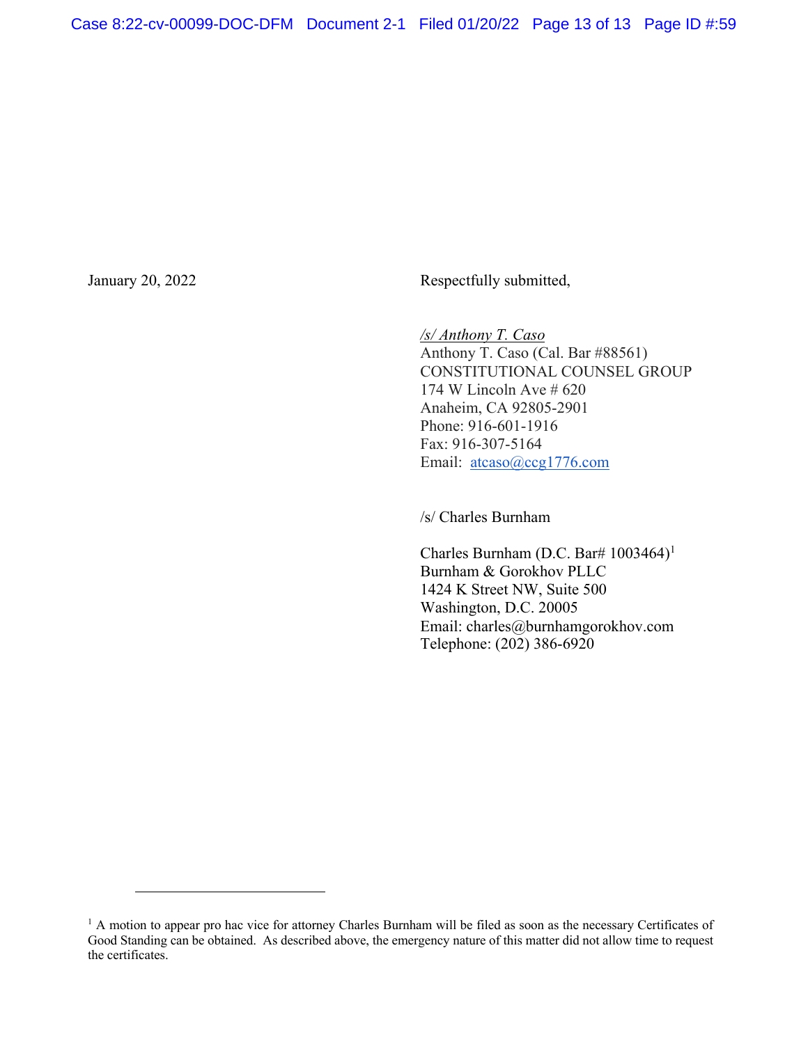January 20, 2022

Respectfully submitted,

*/s/ Anthony T. Caso*
Anthony T. Caso (Cal. Bar #88561)
CONSTITUTIONAL COUNSEL GROUP
174 W Lincoln Ave # 620
Anaheim, CA 92805-2901
Phone: 916-601-1916
Fax: 916-307-5164
Email: atcaso@ccg1776.com

/s/ Charles Burnham

Charles Burnham (D.C. Bar# 1003464)[1]
Burnham & Gorokhov PLLC
1424 K Street NW, Suite 500
Washington, D.C. 20005
Email: charles@burnhamgorokhov.com
Telephone: (202) 386-6920

---

[1] A motion to appear pro hac vice for attorney Charles Burnham will be filed as soon as the necessary Certificates of Good Standing can be obtained. As described above, the emergency nature of this matter did not allow time to request the certificates.